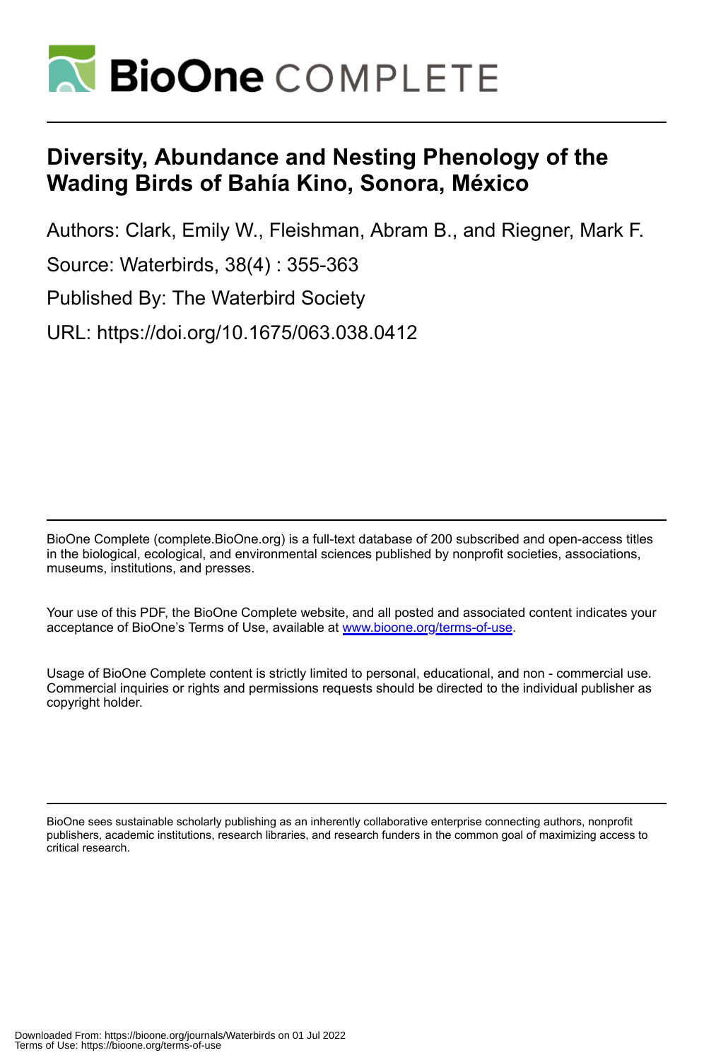# Diversity, Abundance and Nesting Phenology of the Wading Birds of Bahía Kino, Sonora, México

Authors: Clark, Emily W., Fleishman, Abram B., and Riegner, Mark F.

Source: Waterbirds, 38(4) : 355-363

Published By: The Waterbird Society

URL: https://doi.org/10.1675/063.038.0412

BioOne Complete (complete.BioOne.org) is a full-text database of 200 subscribed and open-access titles in the biological, ecological, and environmental sciences published by nonprofit societies, associations, museums, institutions, and presses.

Your use of this PDF, the BioOne Complete website, and all posted and associated content indicates your acceptance of BioOne's Terms of Use, available at www.bioone.org/terms-of-use.

Usage of BioOne Complete content is strictly limited to personal, educational, and non - commercial use. Commercial inquiries or rights and permissions requests should be directed to the individual publisher as copyright holder.

BioOne sees sustainable scholarly publishing as an inherently collaborative enterprise connecting authors, nonprofit publishers, academic institutions, research libraries, and research funders in the common goal of maximizing access to critical research.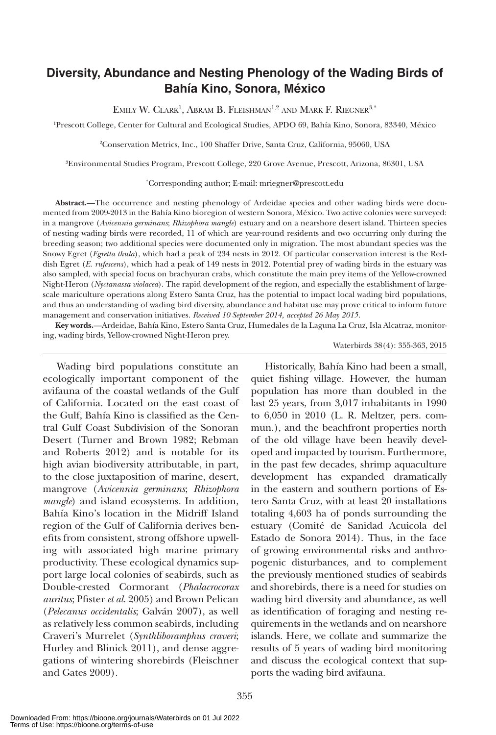# Diversity, Abundance and Nesting Phenology of the Wading Birds of Bahía Kino, Sonora, México

Emily W. Clark[1], Abram B. Fleishman[1,2] and Mark F. Riegner[3,*]

[1]Prescott College, Center for Cultural and Ecological Studies, APDO 69, Bahía Kino, Sonora, 83340, México

[2]Conservation Metrics, Inc., 100 Shaffer Drive, Santa Cruz, California, 95060, USA

[3]Environmental Studies Program, Prescott College, 220 Grove Avenue, Prescott, Arizona, 86301, USA

[*]Corresponding author; E-mail: mriegner@prescott.edu

**Abstract.**—The occurrence and nesting phenology of Ardeidae species and other wading birds were documented from 2009-2013 in the Bahía Kino bioregion of western Sonora, México. Two active colonies were surveyed: in a mangrove (*Avicennia germinans*; *Rhizophora mangle*) estuary and on a nearshore desert island. Thirteen species of nesting wading birds were recorded, 11 of which are year-round residents and two occurring only during the breeding season; two additional species were documented only in migration. The most abundant species was the Snowy Egret (*Egretta thula*), which had a peak of 234 nests in 2012. Of particular conservation interest is the Reddish Egret (*E. rufescens*), which had a peak of 149 nests in 2012. Potential prey of wading birds in the estuary was also sampled, with special focus on brachyuran crabs, which constitute the main prey items of the Yellow-crowned Night-Heron (*Nyctanassa violacea*). The rapid development of the region, and especially the establishment of large-scale mariculture operations along Estero Santa Cruz, has the potential to impact local wading bird populations, and thus an understanding of wading bird diversity, abundance and habitat use may prove critical to inform future management and conservation initiatives. *Received 10 September 2014, accepted 26 May 2015.*

**Key words.**—Ardeidae, Bahía Kino, Estero Santa Cruz, Humedales de la Laguna La Cruz, Isla Alcatraz, monitoring, wading birds, Yellow-crowned Night-Heron prey.

Waterbirds 38(4): 355-363, 2015

Wading bird populations constitute an ecologically important component of the avifauna of the coastal wetlands of the Gulf of California. Located on the east coast of the Gulf, Bahía Kino is classified as the Central Gulf Coast Subdivision of the Sonoran Desert (Turner and Brown 1982; Rebman and Roberts 2012) and is notable for its high avian biodiversity attributable, in part, to the close juxtaposition of marine, desert, mangrove (*Avicennia germinans*; *Rhizophora mangle*) and island ecosystems. In addition, Bahía Kino's location in the Midriff Island region of the Gulf of California derives benefits from consistent, strong offshore upwelling with associated high marine primary productivity. These ecological dynamics support large local colonies of seabirds, such as Double-crested Cormorant (*Phalacrocorax auritus*; Pfister *et al*. 2005) and Brown Pelican (*Pelecanus occidentalis*; Galván 2007), as well as relatively less common seabirds, including Craveri's Murrelet (*Synthliboramphus craveri*; Hurley and Blinick 2011), and dense aggregations of wintering shorebirds (Fleischner and Gates 2009).

Historically, Bahía Kino had been a small, quiet fishing village. However, the human population has more than doubled in the last 25 years, from 3,017 inhabitants in 1990 to 6,050 in 2010 (L. R. Meltzer, pers. commun.), and the beachfront properties north of the old village have been heavily developed and impacted by tourism. Furthermore, in the past few decades, shrimp aquaculture development has expanded dramatically in the eastern and southern portions of Estero Santa Cruz, with at least 20 installations totaling 4,603 ha of ponds surrounding the estuary (Comité de Sanidad Acuicola del Estado de Sonora 2014). Thus, in the face of growing environmental risks and anthropogenic disturbances, and to complement the previously mentioned studies of seabirds and shorebirds, there is a need for studies on wading bird diversity and abundance, as well as identification of foraging and nesting requirements in the wetlands and on nearshore islands. Here, we collate and summarize the results of 5 years of wading bird monitoring and discuss the ecological context that supports the wading bird avifauna.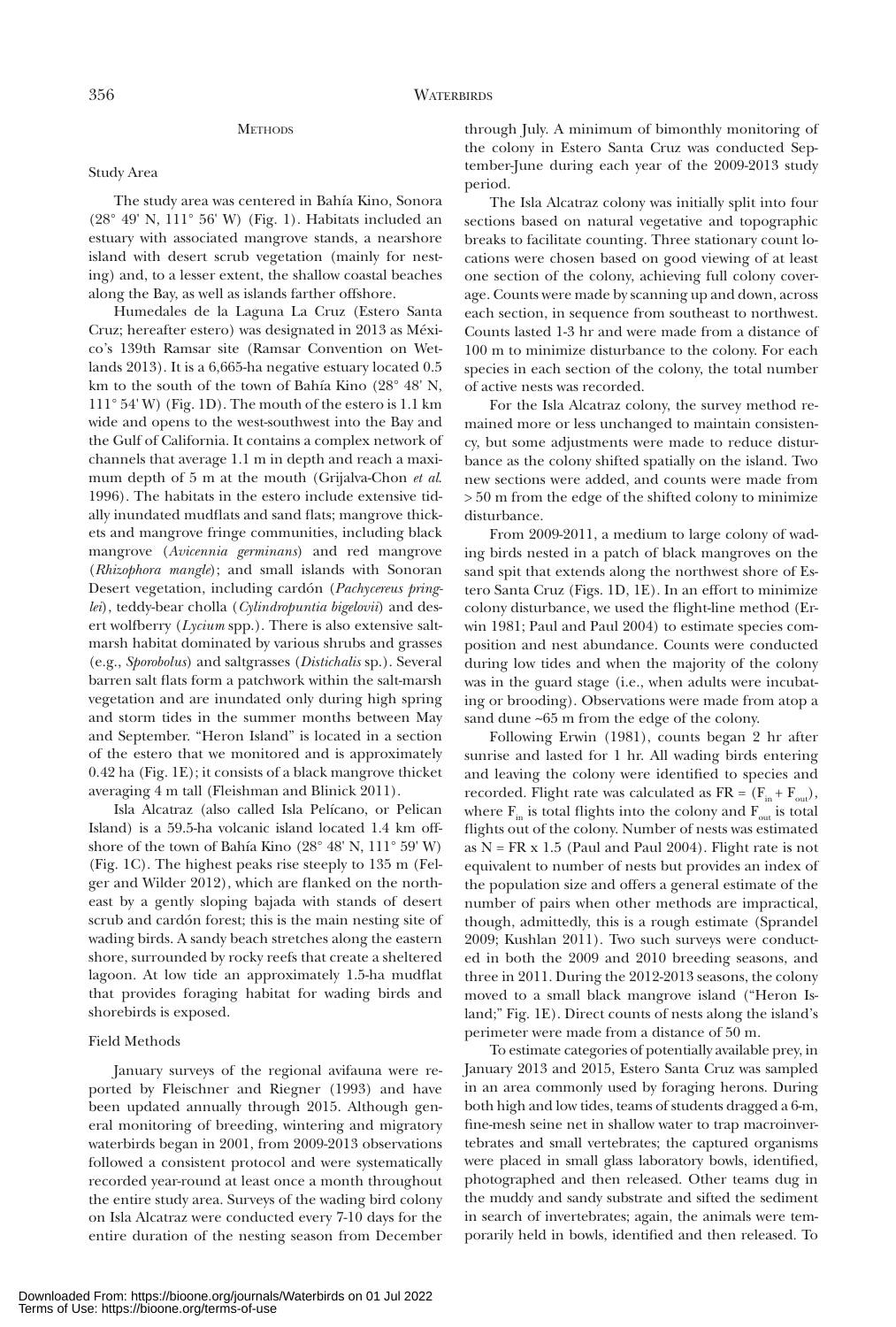# METHODS

## Study Area

The study area was centered in Bahía Kino, Sonora (28° 49' N, 111° 56' W) (Fig. 1). Habitats included an estuary with associated mangrove stands, a nearshore island with desert scrub vegetation (mainly for nesting) and, to a lesser extent, the shallow coastal beaches along the Bay, as well as islands farther offshore.

Humedales de la Laguna La Cruz (Estero Santa Cruz; hereafter estero) was designated in 2013 as México's 139th Ramsar site (Ramsar Convention on Wetlands 2013). It is a 6,665-ha negative estuary located 0.5 km to the south of the town of Bahía Kino (28° 48' N, 111° 54' W) (Fig. 1D). The mouth of the estero is 1.1 km wide and opens to the west-southwest into the Bay and the Gulf of California. It contains a complex network of channels that average 1.1 m in depth and reach a maximum depth of 5 m at the mouth (Grijalva-Chon *et al.* 1996). The habitats in the estero include extensive tidally inundated mudflats and sand flats; mangrove thickets and mangrove fringe communities, including black mangrove (*Avicennia germinans*) and red mangrove (*Rhizophora mangle*); and small islands with Sonoran Desert vegetation, including cardón (*Pachycereus pringlei*), teddy-bear cholla (*Cylindropuntia bigelovii*) and desert wolfberry (*Lycium* spp.). There is also extensive salt-marsh habitat dominated by various shrubs and grasses (e.g., *Sporobolus*) and saltgrasses (*Distichalis* sp.). Several barren salt flats form a patchwork within the salt-marsh vegetation and are inundated only during high spring and storm tides in the summer months between May and September. "Heron Island" is located in a section of the estero that we monitored and is approximately 0.42 ha (Fig. 1E); it consists of a black mangrove thicket averaging 4 m tall (Fleishman and Blinick 2011).

Isla Alcatraz (also called Isla Pelícano, or Pelican Island) is a 59.5-ha volcanic island located 1.4 km offshore of the town of Bahía Kino (28° 48' N, 111° 59' W) (Fig. 1C). The highest peaks rise steeply to 135 m (Felger and Wilder 2012), which are flanked on the northeast by a gently sloping bajada with stands of desert scrub and cardón forest; this is the main nesting site of wading birds. A sandy beach stretches along the eastern shore, surrounded by rocky reefs that create a sheltered lagoon. At low tide an approximately 1.5-ha mudflat that provides foraging habitat for wading birds and shorebirds is exposed.

## Field Methods

January surveys of the regional avifauna were reported by Fleischner and Riegner (1993) and have been updated annually through 2015. Although general monitoring of breeding, wintering and migratory waterbirds began in 2001, from 2009-2013 observations followed a consistent protocol and were systematically recorded year-round at least once a month throughout the entire study area. Surveys of the wading bird colony on Isla Alcatraz were conducted every 7-10 days for the entire duration of the nesting season from December through July. A minimum of bimonthly monitoring of the colony in Estero Santa Cruz was conducted September-June during each year of the 2009-2013 study period.

The Isla Alcatraz colony was initially split into four sections based on natural vegetative and topographic breaks to facilitate counting. Three stationary count locations were chosen based on good viewing of at least one section of the colony, achieving full colony coverage. Counts were made by scanning up and down, across each section, in sequence from southeast to northwest. Counts lasted 1-3 hr and were made from a distance of 100 m to minimize disturbance to the colony. For each species in each section of the colony, the total number of active nests was recorded.

For the Isla Alcatraz colony, the survey method remained more or less unchanged to maintain consistency, but some adjustments were made to reduce disturbance as the colony shifted spatially on the island. Two new sections were added, and counts were made from > 50 m from the edge of the shifted colony to minimize disturbance.

From 2009-2011, a medium to large colony of wading birds nested in a patch of black mangroves on the sand spit that extends along the northwest shore of Estero Santa Cruz (Figs. 1D, 1E). In an effort to minimize colony disturbance, we used the flight-line method (Erwin 1981; Paul and Paul 2004) to estimate species composition and nest abundance. Counts were conducted during low tides and when the majority of the colony was in the guard stage (i.e., when adults were incubating or brooding). Observations were made from atop a sand dune ~65 m from the edge of the colony.

Following Erwin (1981), counts began 2 hr after sunrise and lasted for 1 hr. All wading birds entering and leaving the colony were identified to species and recorded. Flight rate was calculated as $FR = (F_{in} + F_{out})$, where $F_{in}$ is total flights into the colony and $F_{out}$ is total flights out of the colony. Number of nests was estimated as $N = FR \times 1.5$ (Paul and Paul 2004). Flight rate is not equivalent to number of nests but provides an index of the population size and offers a general estimate of the number of pairs when other methods are impractical, though, admittedly, this is a rough estimate (Sprandel 2009; Kushlan 2011). Two such surveys were conducted in both the 2009 and 2010 breeding seasons, and three in 2011. During the 2012-2013 seasons, the colony moved to a small black mangrove island ("Heron Island;" Fig. 1E). Direct counts of nests along the island's perimeter were made from a distance of 50 m.

To estimate categories of potentially available prey, in January 2013 and 2015, Estero Santa Cruz was sampled in an area commonly used by foraging herons. During both high and low tides, teams of students dragged a 6-m, fine-mesh seine net in shallow water to trap macroinvertebrates and small vertebrates; the captured organisms were placed in small glass laboratory bowls, identified, photographed and then released. Other teams dug in the muddy and sandy substrate and sifted the sediment in search of invertebrates; again, the animals were temporarily held in bowls, identified and then released. To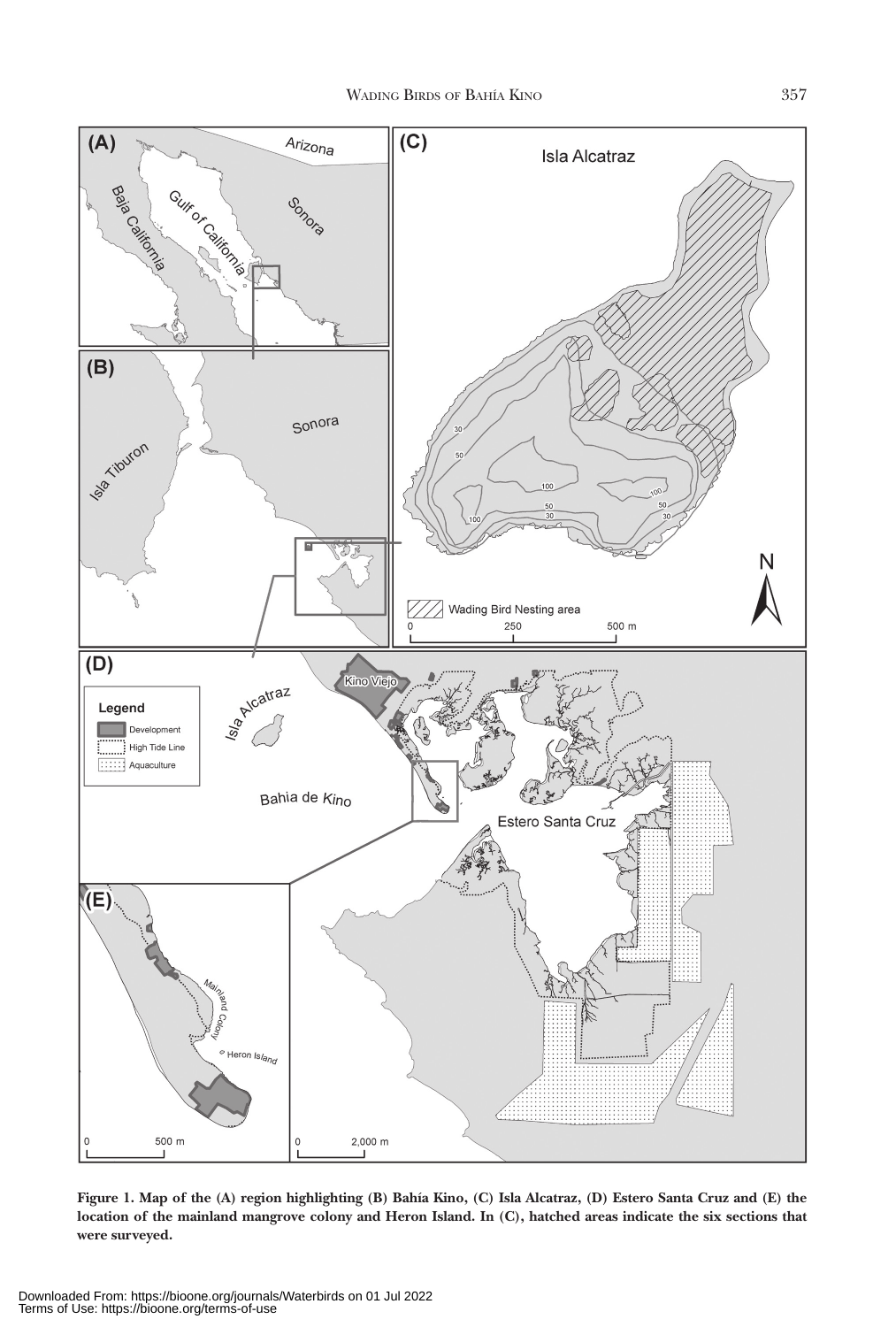**Figure 1. Map of the (A) region highlighting (B) Bahía Kino, (C) Isla Alcatraz, (D) Estero Santa Cruz and (E) the location of the mainland mangrove colony and Heron Island. In (C), hatched areas indicate the six sections that were surveyed.**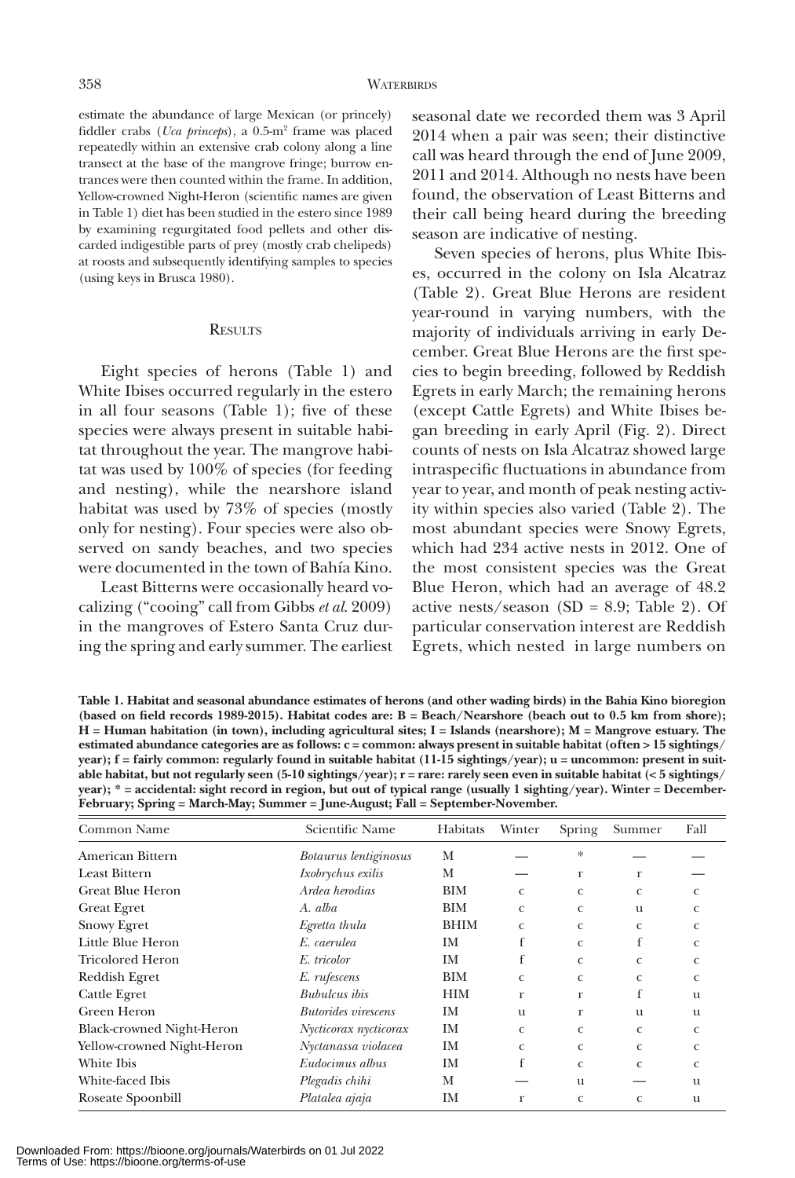estimate the abundance of large Mexican (or princely) fiddler crabs (*Uca princeps*), a 0.5-m$^2$ frame was placed repeatedly within an extensive crab colony along a line transect at the base of the mangrove fringe; burrow entrances were then counted within the frame. In addition, Yellow-crowned Night-Heron (scientific names are given in Table 1) diet has been studied in the estero since 1989 by examining regurgitated food pellets and other discarded indigestible parts of prey (mostly crab chelipeds) at roosts and subsequently identifying samples to species (using keys in Brusca 1980).

## Results

Eight species of herons (Table 1) and White Ibises occurred regularly in the estero in all four seasons (Table 1); five of these species were always present in suitable habitat throughout the year. The mangrove habitat was used by 100% of species (for feeding and nesting), while the nearshore island habitat was used by 73% of species (mostly only for nesting). Four species were also observed on sandy beaches, and two species were documented in the town of Bahía Kino.

Least Bitterns were occasionally heard vocalizing ("cooing" call from Gibbs *et al.* 2009) in the mangroves of Estero Santa Cruz during the spring and early summer. The earliest seasonal date we recorded them was 3 April 2014 when a pair was seen; their distinctive call was heard through the end of June 2009, 2011 and 2014. Although no nests have been found, the observation of Least Bitterns and their call being heard during the breeding season are indicative of nesting.

Seven species of herons, plus White Ibises, occurred in the colony on Isla Alcatraz (Table 2). Great Blue Herons are resident year-round in varying numbers, with the majority of individuals arriving in early December. Great Blue Herons are the first species to begin breeding, followed by Reddish Egrets in early March; the remaining herons (except Cattle Egrets) and White Ibises began breeding in early April (Fig. 2). Direct counts of nests on Isla Alcatraz showed large intraspecific fluctuations in abundance from year to year, and month of peak nesting activity within species also varied (Table 2). The most abundant species were Snowy Egrets, which had 234 active nests in 2012. One of the most consistent species was the Great Blue Heron, which had an average of 48.2 active nests/season (SD = 8.9; Table 2). Of particular conservation interest are Reddish Egrets, which nested in large numbers on

**Table 1. Habitat and seasonal abundance estimates of herons (and other wading birds) in the Bahía Kino bioregion (based on field records 1989-2015). Habitat codes are: B = Beach/Nearshore (beach out to 0.5 km from shore); H = Human habitation (in town), including agricultural sites; I = Islands (nearshore); M = Mangrove estuary. The estimated abundance categories are as follows: c = common: always present in suitable habitat (often > 15 sightings/year); f = fairly common: regularly found in suitable habitat (11-15 sightings/year); u = uncommon: present in suitable habitat, but not regularly seen (5-10 sightings/year); r = rare: rarely seen even in suitable habitat (< 5 sightings/year); * = accidental: sight record in region, but out of typical range (usually 1 sighting/year). Winter = December-February; Spring = March-May; Summer = June-August; Fall = September-November.**

| Common Name | Scientific Name | Habitats | Winter | Spring | Summer | Fall |
|---|---|---|---|---|---|---|
| American Bittern | *Botaurus lentiginosus* | M | — | * | — | — |
| Least Bittern | *Ixobrychus exilis* | M | — | r | r | — |
| Great Blue Heron | *Ardea herodias* | BIM | c | c | c | c |
| Great Egret | *A. alba* | BIM | c | c | u | c |
| Snowy Egret | *Egretta thula* | BHIM | c | c | c | c |
| Little Blue Heron | *E. caerulea* | IM | f | c | f | c |
| Tricolored Heron | *E. tricolor* | IM | f | c | c | c |
| Reddish Egret | *E. rufescens* | BIM | c | c | c | c |
| Cattle Egret | *Bubulcus ibis* | HIM | r | r | f | u |
| Green Heron | *Butorides virescens* | IM | u | r | u | u |
| Black-crowned Night-Heron | *Nycticorax nycticorax* | IM | c | c | c | c |
| Yellow-crowned Night-Heron | *Nyctanassa violacea* | IM | c | c | c | c |
| White Ibis | *Eudocimus albus* | IM | f | c | c | c |
| White-faced Ibis | *Plegadis chihi* | M | — | u | — | u |
| Roseate Spoonbill | *Platalea ajaja* | IM | r | c | c | u |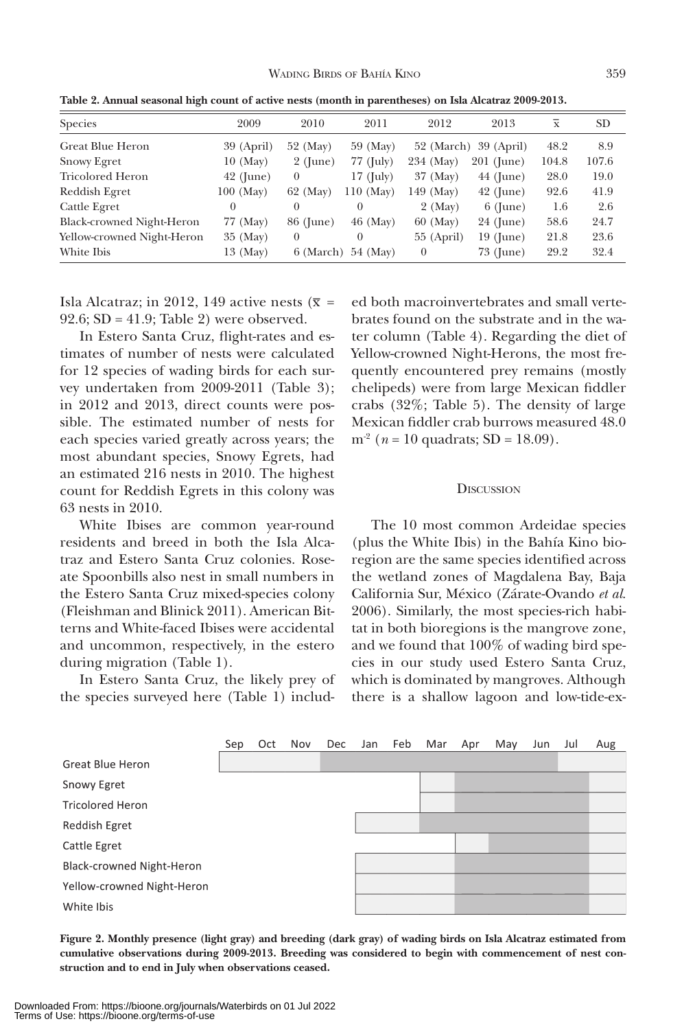**Table 2. Annual seasonal high count of active nests (month in parentheses) on Isla Alcatraz 2009-2013.**

| Species | 2009 | 2010 | 2011 | 2012 | 2013 | $\bar{x}$ | SD |
|---|---|---|---|---|---|---|---|
| Great Blue Heron | 39 (April) | 52 (May) | 59 (May) | 52 (March) | 39 (April) | 48.2 | 8.9 |
| Snowy Egret | 10 (May) | 2 (June) | 77 (July) | 234 (May) | 201 (June) | 104.8 | 107.6 |
| Tricolored Heron | 42 (June) | 0 | 17 (July) | 37 (May) | 44 (June) | 28.0 | 19.0 |
| Reddish Egret | 100 (May) | 62 (May) | 110 (May) | 149 (May) | 42 (June) | 92.6 | 41.9 |
| Cattle Egret | 0 | 0 | 0 | 2 (May) | 6 (June) | 1.6 | 2.6 |
| Black-crowned Night-Heron | 77 (May) | 86 (June) | 46 (May) | 60 (May) | 24 (June) | 58.6 | 24.7 |
| Yellow-crowned Night-Heron | 35 (May) | 0 | 0 | 55 (April) | 19 (June) | 21.8 | 23.6 |
| White Ibis | 13 (May) | 6 (March) | 54 (May) | 0 | 73 (June) | 29.2 | 32.4 |

Isla Alcatraz; in 2012, 149 active nests ($\bar{x}$ = 92.6; SD = 41.9; Table 2) were observed.

In Estero Santa Cruz, flight-rates and estimates of number of nests were calculated for 12 species of wading birds for each survey undertaken from 2009-2011 (Table 3); in 2012 and 2013, direct counts were possible. The estimated number of nests for each species varied greatly across years; the most abundant species, Snowy Egrets, had an estimated 216 nests in 2010. The highest count for Reddish Egrets in this colony was 63 nests in 2010.

White Ibises are common year-round residents and breed in both the Isla Alcatraz and Estero Santa Cruz colonies. Roseate Spoonbills also nest in small numbers in the Estero Santa Cruz mixed-species colony (Fleishman and Blinick 2011). American Bitterns and White-faced Ibises were accidental and uncommon, respectively, in the estero during migration (Table 1).

In Estero Santa Cruz, the likely prey of the species surveyed here (Table 1) included both macroinvertebrates and small vertebrates found on the substrate and in the water column (Table 4). Regarding the diet of Yellow-crowned Night-Herons, the most frequently encountered prey remains (mostly chelipeds) were from large Mexican fiddler crabs (32%; Table 5). The density of large Mexican fiddler crab burrows measured 48.0 $m^{-2}$ ($n$ = 10 quadrats; SD = 18.09).

## Discussion

The 10 most common Ardeidae species (plus the White Ibis) in the Bahía Kino bioregion are the same species identified across the wetland zones of Magdalena Bay, Baja California Sur, México (Zárate-Ovando *et al.* 2006). Similarly, the most species-rich habitat in both bioregions is the mangrove zone, and we found that 100% of wading bird species in our study used Estero Santa Cruz, which is dominated by mangroves. Although there is a shallow lagoon and low-tide-ex-

| | Sep | Oct | Nov | Dec | Jan | Feb | Mar | Apr | May | Jun | Jul | Aug |
|---|---|---|---|---|---|---|---|---|---|---|---|---|
| Great Blue Heron | light | light | light | dark | dark | dark | dark | dark | dark | dark | light | light |
| Snowy Egret | | | | | | | light | dark | dark | dark | dark | light |
| Tricolored Heron | | | | | | | light | dark | dark | dark | dark | light |
| Reddish Egret | | | | | light | light | dark | dark | dark | dark | dark | light |
| Cattle Egret | | | | | | | | light | dark | dark | dark | light |
| Black-crowned Night-Heron | | | | | light | light | light | dark | dark | dark | dark | light |
| Yellow-crowned Night-Heron | | | | | light | light | light | dark | dark | dark | dark | light |
| White Ibis | | | | | light | light | light | dark | dark | dark | dark | light |

**Figure 2. Monthly presence (light gray) and breeding (dark gray) of wading birds on Isla Alcatraz estimated from cumulative observations during 2009-2013. Breeding was considered to begin with commencement of nest construction and to end in July when observations ceased.**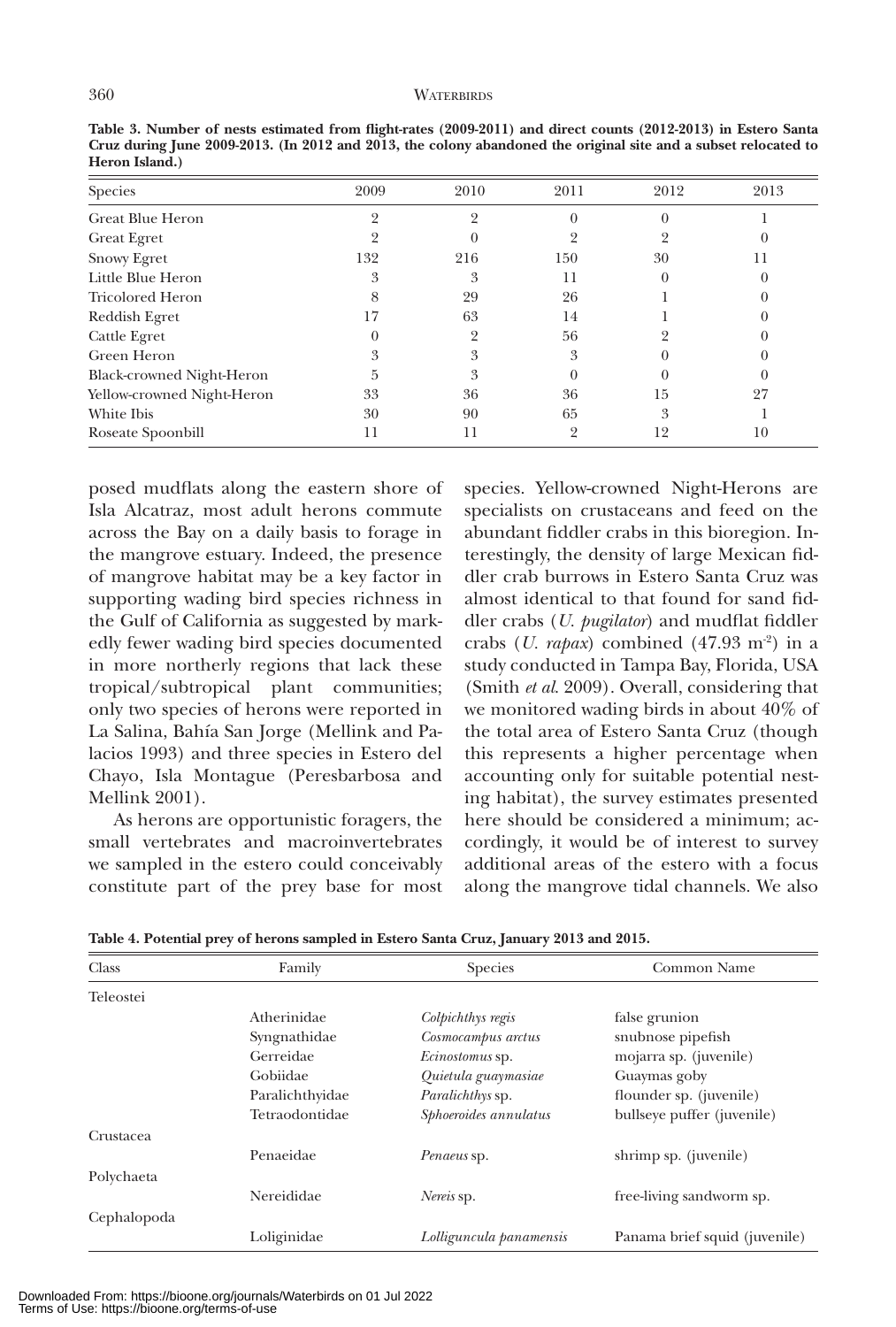**Table 3. Number of nests estimated from flight-rates (2009-2011) and direct counts (2012-2013) in Estero Santa Cruz during June 2009-2013. (In 2012 and 2013, the colony abandoned the original site and a subset relocated to Heron Island.)**

| Species | 2009 | 2010 | 2011 | 2012 | 2013 |
|---|---|---|---|---|---|
| Great Blue Heron | 2 | 2 | 0 | 0 | 1 |
| Great Egret | 2 | 0 | 2 | 2 | 0 |
| Snowy Egret | 132 | 216 | 150 | 30 | 11 |
| Little Blue Heron | 3 | 3 | 11 | 0 | 0 |
| Tricolored Heron | 8 | 29 | 26 | 1 | 0 |
| Reddish Egret | 17 | 63 | 14 | 1 | 0 |
| Cattle Egret | 0 | 2 | 56 | 2 | 0 |
| Green Heron | 3 | 3 | 3 | 0 | 0 |
| Black-crowned Night-Heron | 5 | 3 | 0 | 0 | 0 |
| Yellow-crowned Night-Heron | 33 | 36 | 36 | 15 | 27 |
| White Ibis | 30 | 90 | 65 | 3 | 1 |
| Roseate Spoonbill | 11 | 11 | 2 | 12 | 10 |

posed mudflats along the eastern shore of Isla Alcatraz, most adult herons commute across the Bay on a daily basis to forage in the mangrove estuary. Indeed, the presence of mangrove habitat may be a key factor in supporting wading bird species richness in the Gulf of California as suggested by markedly fewer wading bird species documented in more northerly regions that lack these tropical/subtropical plant communities; only two species of herons were reported in La Salina, Bahía San Jorge (Mellink and Palacios 1993) and three species in Estero del Chayo, Isla Montague (Peresbarbosa and Mellink 2001).

As herons are opportunistic foragers, the small vertebrates and macroinvertebrates we sampled in the estero could conceivably constitute part of the prey base for most species. Yellow-crowned Night-Herons are specialists on crustaceans and feed on the abundant fiddler crabs in this bioregion. Interestingly, the density of large Mexican fiddler crab burrows in Estero Santa Cruz was almost identical to that found for sand fiddler crabs (*U. pugilator*) and mudflat fiddler crabs (*U. rapax*) combined (47.93 m$^{-2}$) in a study conducted in Tampa Bay, Florida, USA (Smith *et al.* 2009). Overall, considering that we monitored wading birds in about 40% of the total area of Estero Santa Cruz (though this represents a higher percentage when accounting only for suitable potential nesting habitat), the survey estimates presented here should be considered a minimum; accordingly, it would be of interest to survey additional areas of the estero with a focus along the mangrove tidal channels. We also

**Table 4. Potential prey of herons sampled in Estero Santa Cruz, January 2013 and 2015.**

| Class | Family | Species | Common Name |
|---|---|---|---|
| Teleostei | | | |
| | Atherinidae | *Colpichthys regis* | false grunion |
| | Syngnathidae | *Cosmocampus arctus* | snubnose pipefish |
| | Gerreidae | *Ecinostomus* sp. | mojarra sp. (juvenile) |
| | Gobiidae | *Quietula guaymasiae* | Guaymas goby |
| | Paralichthyidae | *Paralichthys* sp. | flounder sp. (juvenile) |
| | Tetraodontidae | *Sphoeroides annulatus* | bullseye puffer (juvenile) |
| Crustacea | | | |
| | Penaeidae | *Penaeus* sp. | shrimp sp. (juvenile) |
| Polychaeta | | | |
| | Nereididae | *Nereis* sp. | free-living sandworm sp. |
| Cephalopoda | | | |
| | Loliginidae | *Lolliguncula panamensis* | Panama brief squid (juvenile) |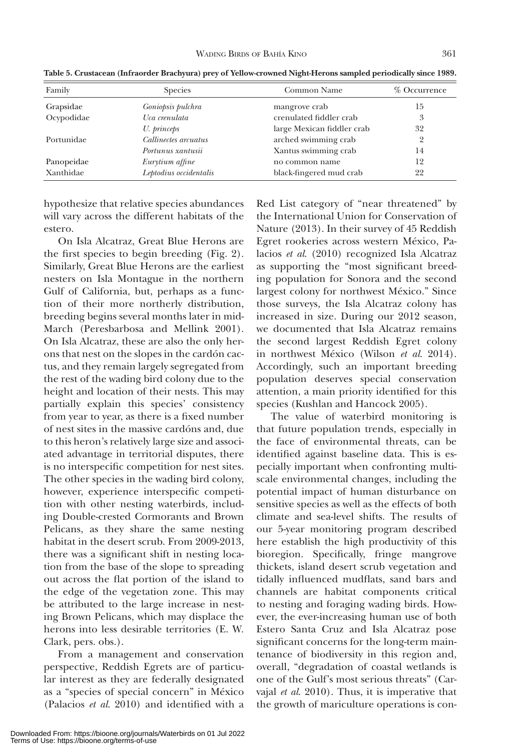**Table 5. Crustacean (Infraorder Brachyura) prey of Yellow-crowned Night-Herons sampled periodically since 1989.**

| Family | Species | Common Name | % Occurrence |
|---|---|---|---|
| Grapsidae | *Goniopsis pulchra* | mangrove crab | 15 |
| Ocypodidae | *Uca crenulata* | crenulated fiddler crab | 3 |
| | *U. princeps* | large Mexican fiddler crab | 32 |
| Portunidae | *Callinectes arcuatus* | arched swimming crab | 2 |
| | *Portunus xantusii* | Xantus swimming crab | 14 |
| Panopeidae | *Eurytium affine* | no common name | 12 |
| Xanthidae | *Leptodius occidentalis* | black-fingered mud crab | 22 |

hypothesize that relative species abundances will vary across the different habitats of the estero.

On Isla Alcatraz, Great Blue Herons are the first species to begin breeding (Fig. 2). Similarly, Great Blue Herons are the earliest nesters on Isla Montague in the northern Gulf of California, but, perhaps as a function of their more northerly distribution, breeding begins several months later in mid-March (Peresbarbosa and Mellink 2001). On Isla Alcatraz, these are also the only herons that nest on the slopes in the cardón cactus, and they remain largely segregated from the rest of the wading bird colony due to the height and location of their nests. This may partially explain this species' consistency from year to year, as there is a fixed number of nest sites in the massive cardóns and, due to this heron's relatively large size and associated advantage in territorial disputes, there is no interspecific competition for nest sites. The other species in the wading bird colony, however, experience interspecific competition with other nesting waterbirds, including Double-crested Cormorants and Brown Pelicans, as they share the same nesting habitat in the desert scrub. From 2009-2013, there was a significant shift in nesting location from the base of the slope to spreading out across the flat portion of the island to the edge of the vegetation zone. This may be attributed to the large increase in nesting Brown Pelicans, which may displace the herons into less desirable territories (E. W. Clark, pers. obs.).

From a management and conservation perspective, Reddish Egrets are of particular interest as they are federally designated as a "species of special concern" in México (Palacios *et al.* 2010) and identified with a Red List category of "near threatened" by the International Union for Conservation of Nature (2013). In their survey of 45 Reddish Egret rookeries across western México, Palacios *et al.* (2010) recognized Isla Alcatraz as supporting the "most significant breeding population for Sonora and the second largest colony for northwest México." Since those surveys, the Isla Alcatraz colony has increased in size. During our 2012 season, we documented that Isla Alcatraz remains the second largest Reddish Egret colony in northwest México (Wilson *et al.* 2014). Accordingly, such an important breeding population deserves special conservation attention, a main priority identified for this species (Kushlan and Hancock 2005).

The value of waterbird monitoring is that future population trends, especially in the face of environmental threats, can be identified against baseline data. This is especially important when confronting multi-scale environmental changes, including the potential impact of human disturbance on sensitive species as well as the effects of both climate and sea-level shifts. The results of our 5-year monitoring program described here establish the high productivity of this bioregion. Specifically, fringe mangrove thickets, island desert scrub vegetation and tidally influenced mudflats, sand bars and channels are habitat components critical to nesting and foraging wading birds. However, the ever-increasing human use of both Estero Santa Cruz and Isla Alcatraz pose significant concerns for the long-term maintenance of biodiversity in this region and, overall, "degradation of coastal wetlands is one of the Gulf's most serious threats" (Carvajal *et al.* 2010). Thus, it is imperative that the growth of mariculture operations is con-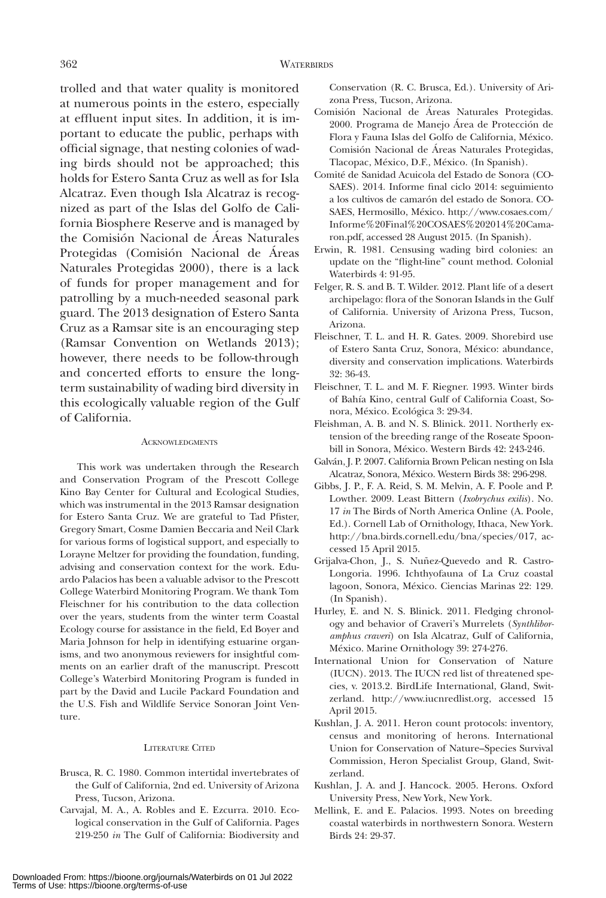trolled and that water quality is monitored at numerous points in the estero, especially at effluent input sites. In addition, it is important to educate the public, perhaps with official signage, that nesting colonies of wading birds should not be approached; this holds for Estero Santa Cruz as well as for Isla Alcatraz. Even though Isla Alcatraz is recognized as part of the Islas del Golfo de California Biosphere Reserve and is managed by the Comisión Nacional de Áreas Naturales Protegidas (Comisión Nacional de Áreas Naturales Protegidas 2000), there is a lack of funds for proper management and for patrolling by a much-needed seasonal park guard. The 2013 designation of Estero Santa Cruz as a Ramsar site is an encouraging step (Ramsar Convention on Wetlands 2013); however, there needs to be follow-through and concerted efforts to ensure the long-term sustainability of wading bird diversity in this ecologically valuable region of the Gulf of California.

## Acknowledgments

This work was undertaken through the Research and Conservation Program of the Prescott College Kino Bay Center for Cultural and Ecological Studies, which was instrumental in the 2013 Ramsar designation for Estero Santa Cruz. We are grateful to Tad Pfister, Gregory Smart, Cosme Damien Beccaria and Neil Clark for various forms of logistical support, and especially to Lorayne Meltzer for providing the foundation, funding, advising and conservation context for the work. Eduardo Palacios has been a valuable advisor to the Prescott College Waterbird Monitoring Program. We thank Tom Fleischner for his contribution to the data collection over the years, students from the winter term Coastal Ecology course for assistance in the field, Ed Boyer and Maria Johnson for help in identifying estuarine organisms, and two anonymous reviewers for insightful comments on an earlier draft of the manuscript. Prescott College's Waterbird Monitoring Program is funded in part by the David and Lucile Packard Foundation and the U.S. Fish and Wildlife Service Sonoran Joint Venture.

## Literature Cited

Brusca, R. C. 1980. Common intertidal invertebrates of the Gulf of California, 2nd ed. University of Arizona Press, Tucson, Arizona.

Carvajal, M. A., A. Robles and E. Ezcurra. 2010. Ecological conservation in the Gulf of California. Pages 219-250 *in* The Gulf of California: Biodiversity and Conservation (R. C. Brusca, Ed.). University of Arizona Press, Tucson, Arizona.

Comisión Nacional de Áreas Naturales Protegidas. 2000. Programa de Manejo Área de Protección de Flora y Fauna Islas del Golfo de California, México. Comisión Nacional de Áreas Naturales Protegidas, Tlacopac, México, D.F., México. (In Spanish).

Comité de Sanidad Acuicola del Estado de Sonora (COSAES). 2014. Informe final ciclo 2014: seguimiento a los cultivos de camarón del estado de Sonora. COSAES, Hermosillo, México. http://www.cosaes.com/Informe%20Final%20COSAES%202014%20Camaron.pdf, accessed 28 August 2015. (In Spanish).

Erwin, R. 1981. Censusing wading bird colonies: an update on the "flight-line" count method. Colonial Waterbirds 4: 91-95.

Felger, R. S. and B. T. Wilder. 2012. Plant life of a desert archipelago: flora of the Sonoran Islands in the Gulf of California. University of Arizona Press, Tucson, Arizona.

Fleischner, T. L. and H. R. Gates. 2009. Shorebird use of Estero Santa Cruz, Sonora, México: abundance, diversity and conservation implications. Waterbirds 32: 36-43.

Fleischner, T. L. and M. F. Riegner. 1993. Winter birds of Bahía Kino, central Gulf of California Coast, Sonora, México. Ecológica 3: 29-34.

Fleishman, A. B. and N. S. Blinick. 2011. Northerly extension of the breeding range of the Roseate Spoonbill in Sonora, México. Western Birds 42: 243-246.

Galván, J. P. 2007. California Brown Pelican nesting on Isla Alcatraz, Sonora, México. Western Birds 38: 296-298.

Gibbs, J. P., F. A. Reid, S. M. Melvin, A. F. Poole and P. Lowther. 2009. Least Bittern (*Ixobrychus exilis*). No. 17 *in* The Birds of North America Online (A. Poole, Ed.). Cornell Lab of Ornithology, Ithaca, New York. http://bna.birds.cornell.edu/bna/species/017, accessed 15 April 2015.

Grijalva-Chon, J., S. Nuñez-Quevedo and R. Castro-Longoria. 1996. Ichthyofauna of La Cruz coastal lagoon, Sonora, México. Ciencias Marinas 22: 129. (In Spanish).

Hurley, E. and N. S. Blinick. 2011. Fledging chronology and behavior of Craveri's Murrelets (*Synthliboramphus craveri*) on Isla Alcatraz, Gulf of California, México. Marine Ornithology 39: 274-276.

International Union for Conservation of Nature (IUCN). 2013. The IUCN red list of threatened species, v. 2013.2. BirdLife International, Gland, Switzerland. http://www.iucnredlist.org, accessed 15 April 2015.

Kushlan, J. A. 2011. Heron count protocols: inventory, census and monitoring of herons. International Union for Conservation of Nature–Species Survival Commission, Heron Specialist Group, Gland, Switzerland.

Kushlan, J. A. and J. Hancock. 2005. Herons. Oxford University Press, New York, New York.

Mellink, E. and E. Palacios. 1993. Notes on breeding coastal waterbirds in northwestern Sonora. Western Birds 24: 29-37.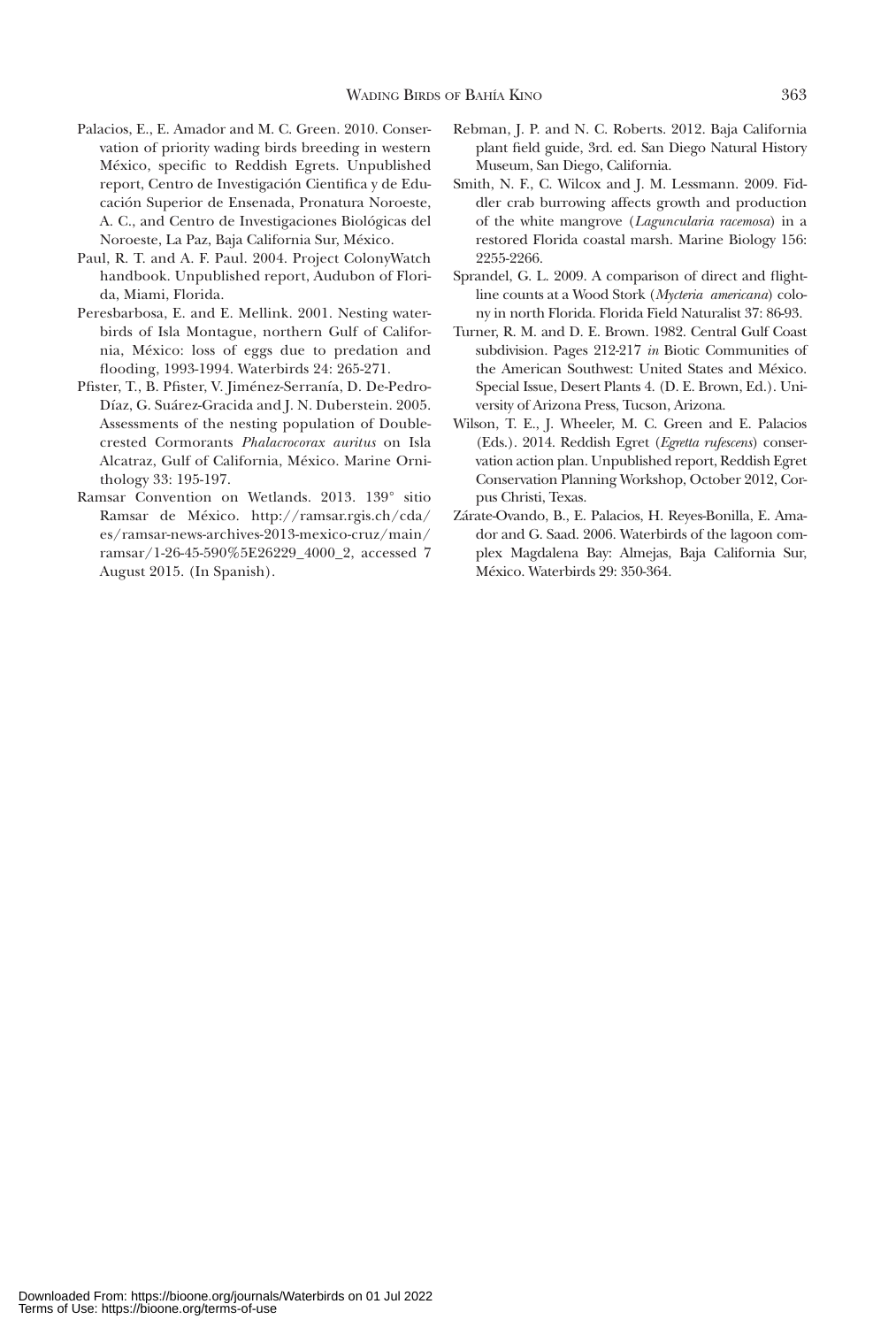Palacios, E., E. Amador and M. C. Green. 2010. Conservation of priority wading birds breeding in western México, specific to Reddish Egrets. Unpublished report, Centro de Investigación Cientifica y de Educación Superior de Ensenada, Pronatura Noroeste, A. C., and Centro de Investigaciones Biológicas del Noroeste, La Paz, Baja California Sur, México.

Paul, R. T. and A. F. Paul. 2004. Project ColonyWatch handbook. Unpublished report, Audubon of Florida, Miami, Florida.

Peresbarbosa, E. and E. Mellink. 2001. Nesting waterbirds of Isla Montague, northern Gulf of California, México: loss of eggs due to predation and flooding, 1993-1994. Waterbirds 24: 265-271.

Pfister, T., B. Pfister, V. Jiménez-Serranía, D. De-Pedro-Díaz, G. Suárez-Gracida and J. N. Duberstein. 2005. Assessments of the nesting population of Double-crested Cormorants *Phalacrocorax auritus* on Isla Alcatraz, Gulf of California, México. Marine Ornithology 33: 195-197.

Ramsar Convention on Wetlands. 2013. 139° sitio Ramsar de México. http://ramsar.rgis.ch/cda/es/ramsar-news-archives-2013-mexico-cruz/main/ramsar/1-26-45-590%5E26229_4000_2, accessed 7 August 2015. (In Spanish).

Rebman, J. P. and N. C. Roberts. 2012. Baja California plant field guide, 3rd. ed. San Diego Natural History Museum, San Diego, California.

Smith, N. F., C. Wilcox and J. M. Lessmann. 2009. Fiddler crab burrowing affects growth and production of the white mangrove (*Laguncularia racemosa*) in a restored Florida coastal marsh. Marine Biology 156: 2255-2266.

Sprandel, G. L. 2009. A comparison of direct and flight-line counts at a Wood Stork (*Mycteria americana*) colony in north Florida. Florida Field Naturalist 37: 86-93.

Turner, R. M. and D. E. Brown. 1982. Central Gulf Coast subdivision. Pages 212-217 *in* Biotic Communities of the American Southwest: United States and México. Special Issue, Desert Plants 4. (D. E. Brown, Ed.). University of Arizona Press, Tucson, Arizona.

Wilson, T. E., J. Wheeler, M. C. Green and E. Palacios (Eds.). 2014. Reddish Egret (*Egretta rufescens*) conservation action plan. Unpublished report, Reddish Egret Conservation Planning Workshop, October 2012, Corpus Christi, Texas.

Zárate-Ovando, B., E. Palacios, H. Reyes-Bonilla, E. Amador and G. Saad. 2006. Waterbirds of the lagoon complex Magdalena Bay: Almejas, Baja California Sur, México. Waterbirds 29: 350-364.